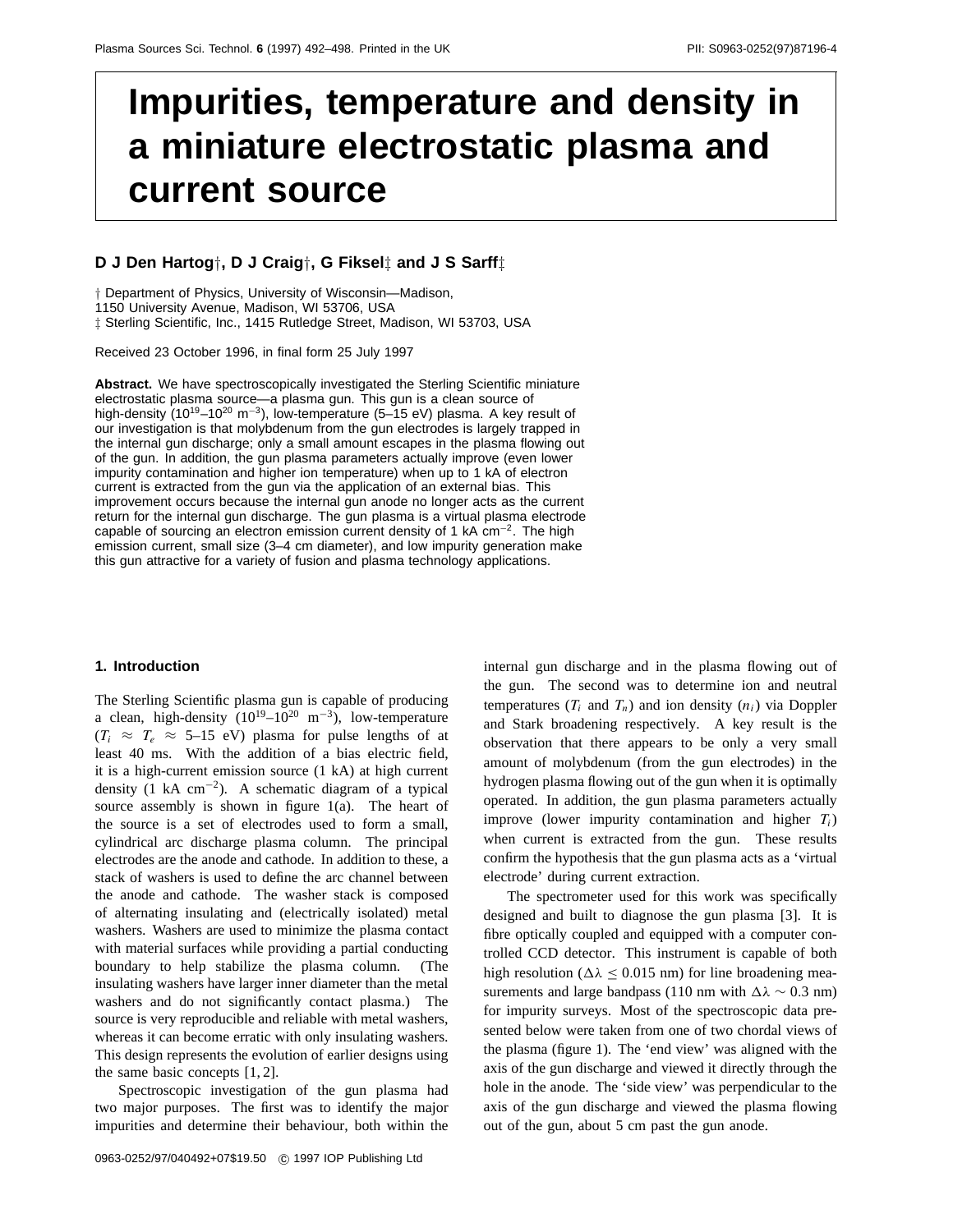# Impurities, temperature and density in a miniature electrostatic plasma and current source

**D J Den Hartog†, D J Craig†, G Fiksel‡ and J S Sarff‡**

† Department of Physics, University of Wisconsin—Madison, 1150 University Avenue, Madison, WI 53706, USA
‡ Sterling Scientific, Inc., 1415 Rutledge Street, Madison, WI 53703, USA

Received 23 October 1996, in final form 25 July 1997

**Abstract.** We have spectroscopically investigated the Sterling Scientific miniature electrostatic plasma source—a plasma gun. This gun is a clean source of high-density ($10^{19}$–$10^{20}$ m$^{-3}$), low-temperature (5–15 eV) plasma. A key result of our investigation is that molybdenum from the gun electrodes is largely trapped in the internal gun discharge; only a small amount escapes in the plasma flowing out of the gun. In addition, the gun plasma parameters actually improve (even lower impurity contamination and higher ion temperature) when up to 1 kA of electron current is extracted from the gun via the application of an external bias. This improvement occurs because the internal gun anode no longer acts as the current return for the internal gun discharge. The gun plasma is a virtual plasma electrode capable of sourcing an electron emission current density of 1 kA cm$^{-2}$. The high emission current, small size (3–4 cm diameter), and low impurity generation make this gun attractive for a variety of fusion and plasma technology applications.

## 1. Introduction

The Sterling Scientific plasma gun is capable of producing a clean, high-density ($10^{19}$–$10^{20}$ m$^{-3}$), low-temperature ($T_i \approx T_e \approx$ 5–15 eV) plasma for pulse lengths of at least 40 ms. With the addition of a bias electric field, it is a high-current emission source (1 kA) at high current density (1 kA cm$^{-2}$). A schematic diagram of a typical source assembly is shown in figure 1(a). The heart of the source is a set of electrodes used to form a small, cylindrical arc discharge plasma column. The principal electrodes are the anode and cathode. In addition to these, a stack of washers is used to define the arc channel between the anode and cathode. The washer stack is composed of alternating insulating and (electrically isolated) metal washers. Washers are used to minimize the plasma contact with material surfaces while providing a partial conducting boundary to help stabilize the plasma column. (The insulating washers have larger inner diameter than the metal washers and do not significantly contact plasma.) The source is very reproducible and reliable with metal washers, whereas it can become erratic with only insulating washers. This design represents the evolution of earlier designs using the same basic concepts [1, 2].

Spectroscopic investigation of the gun plasma had two major purposes. The first was to identify the major impurities and determine their behaviour, both within the internal gun discharge and in the plasma flowing out of the gun. The second was to determine ion and neutral temperatures ($T_i$ and $T_n$) and ion density ($n_i$) via Doppler and Stark broadening respectively. A key result is the observation that there appears to be only a very small amount of molybdenum (from the gun electrodes) in the hydrogen plasma flowing out of the gun when it is optimally operated. In addition, the gun plasma parameters actually improve (lower impurity contamination and higher $T_i$) when current is extracted from the gun. These results confirm the hypothesis that the gun plasma acts as a 'virtual electrode' during current extraction.

The spectrometer used for this work was specifically designed and built to diagnose the gun plasma [3]. It is fibre optically coupled and equipped with a computer controlled CCD detector. This instrument is capable of both high resolution ($\Delta\lambda \leq 0.015$ nm) for line broadening measurements and large bandpass (110 nm with $\Delta\lambda \sim 0.3$ nm) for impurity surveys. Most of the spectroscopic data presented below were taken from one of two chordal views of the plasma (figure 1). The 'end view' was aligned with the axis of the gun discharge and viewed it directly through the hole in the anode. The 'side view' was perpendicular to the axis of the gun discharge and viewed the plasma flowing out of the gun, about 5 cm past the gun anode.

0963-0252/97/040492+07$19.50 © 1997 IOP Publishing Ltd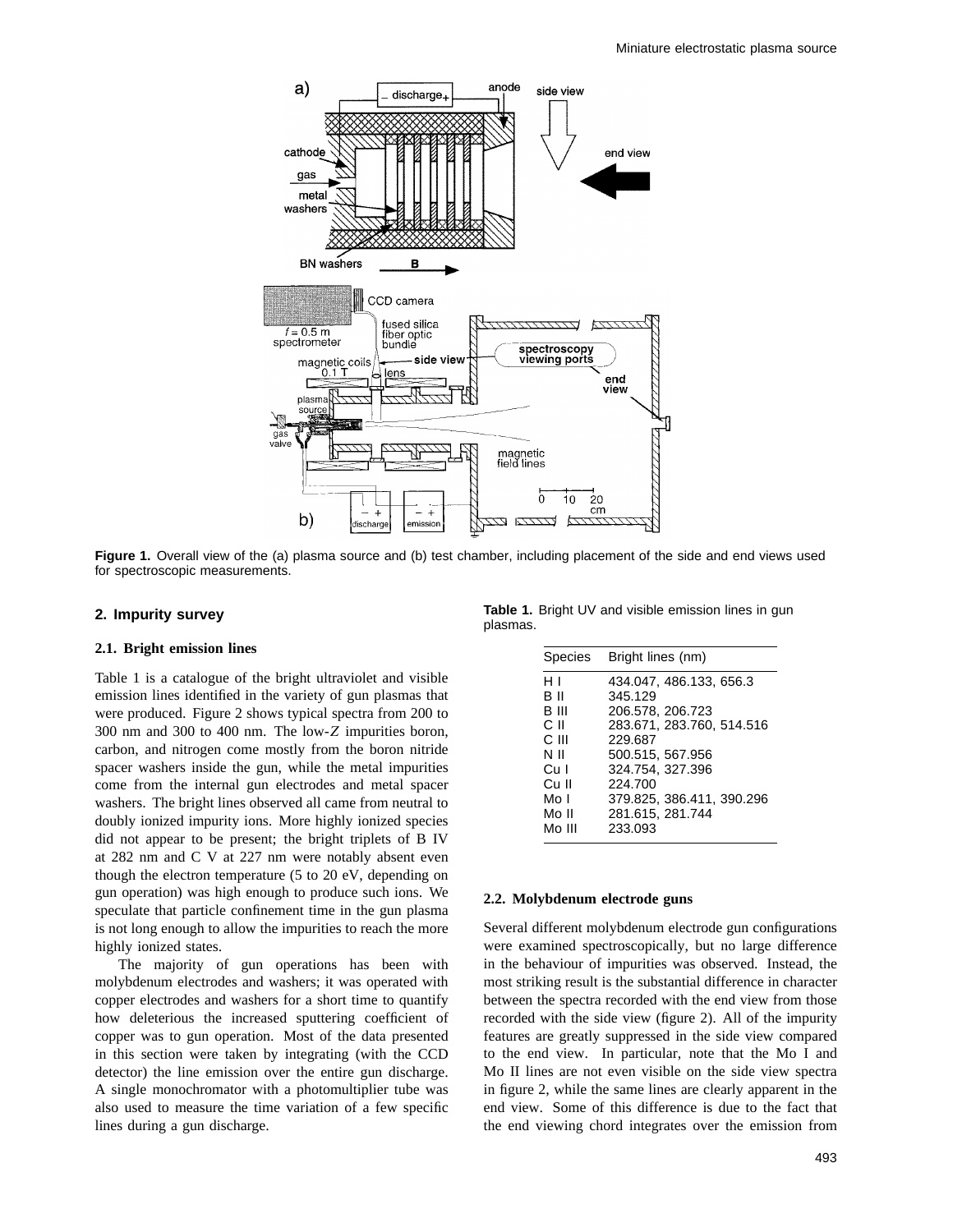Figure 1. Overall view of the (a) plasma source and (b) test chamber, including placement of the side and end views used for spectroscopic measurements.

## 2. Impurity survey

### 2.1. Bright emission lines

Table 1 is a catalogue of the bright ultraviolet and visible emission lines identified in the variety of gun plasmas that were produced. Figure 2 shows typical spectra from 200 to 300 nm and 300 to 400 nm. The low-$Z$ impurities boron, carbon, and nitrogen come mostly from the boron nitride spacer washers inside the gun, while the metal impurities come from the internal gun electrodes and metal spacer washers. The bright lines observed all came from neutral to doubly ionized impurity ions. More highly ionized species did not appear to be present; the bright triplets of B IV at 282 nm and C V at 227 nm were notably absent even though the electron temperature (5 to 20 eV, depending on gun operation) was high enough to produce such ions. We speculate that particle confinement time in the gun plasma is not long enough to allow the impurities to reach the more highly ionized states.

The majority of gun operations has been with molybdenum electrodes and washers; it was operated with copper electrodes and washers for a short time to quantify how deleterious the increased sputtering coefficient of copper was to gun operation. Most of the data presented in this section were taken by integrating (with the CCD detector) the line emission over the entire gun discharge. A single monochromator with a photomultiplier tube was also used to measure the time variation of a few specific lines during a gun discharge.

**Table 1.** Bright UV and visible emission lines in gun plasmas.

| Species | Bright lines (nm) |
|---|---|
| H I | 434.047, 486.133, 656.3 |
| B II | 345.129 |
| B III | 206.578, 206.723 |
| C II | 283.671, 283.760, 514.516 |
| C III | 229.687 |
| N II | 500.515, 567.956 |
| Cu I | 324.754, 327.396 |
| Cu II | 224.700 |
| Mo I | 379.825, 386.411, 390.296 |
| Mo II | 281.615, 281.744 |
| Mo III | 233.093 |

### 2.2. Molybdenum electrode guns

Several different molybdenum electrode gun configurations were examined spectroscopically, but no large difference in the behaviour of impurities was observed. Instead, the most striking result is the substantial difference in character between the spectra recorded with the end view from those recorded with the side view (figure 2). All of the impurity features are greatly suppressed in the side view compared to the end view. In particular, note that the Mo I and Mo II lines are not even visible on the side view spectra in figure 2, while the same lines are clearly apparent in the end view. Some of this difference is due to the fact that the end viewing chord integrates over the emission from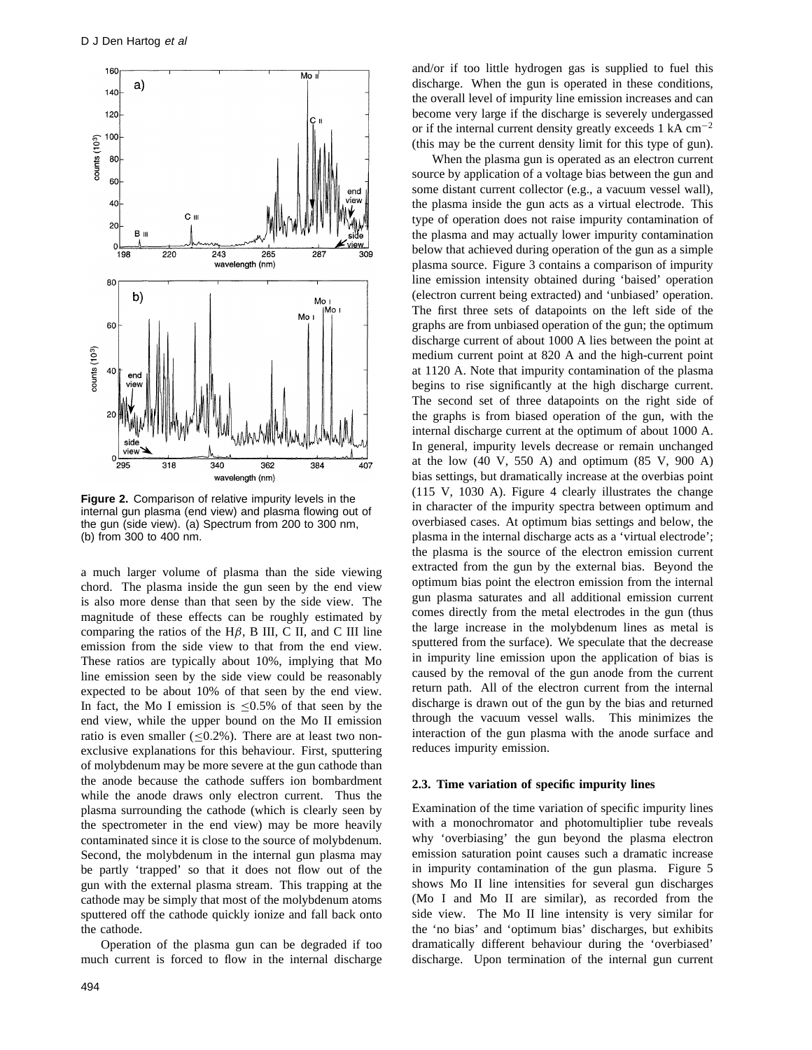**Figure 2.** Comparison of relative impurity levels in the internal gun plasma (end view) and plasma flowing out of the gun (side view). (a) Spectrum from 200 to 300 nm, (b) from 300 to 400 nm.

a much larger volume of plasma than the side viewing chord. The plasma inside the gun seen by the end view is also more dense than that seen by the side view. The magnitude of these effects can be roughly estimated by comparing the ratios of the H$\beta$, B III, C II, and C III line emission from the side view to that from the end view. These ratios are typically about 10%, implying that Mo line emission seen by the side view could be reasonably expected to be about 10% of that seen by the end view. In fact, the Mo I emission is $\leq$0.5% of that seen by the end view, while the upper bound on the Mo II emission ratio is even smaller ($\leq$0.2%). There are at least two non-exclusive explanations for this behaviour. First, sputtering of molybdenum may be more severe at the gun cathode than the anode because the cathode suffers ion bombardment while the anode draws only electron current. Thus the plasma surrounding the cathode (which is clearly seen by the spectrometer in the end view) may be more heavily contaminated since it is close to the source of molybdenum. Second, the molybdenum in the internal gun plasma may be partly 'trapped' so that it does not flow out of the gun with the external plasma stream. This trapping at the cathode may be simply that most of the molybdenum atoms sputtered off the cathode quickly ionize and fall back onto the cathode.

Operation of the plasma gun can be degraded if too much current is forced to flow in the internal discharge and/or if too little hydrogen gas is supplied to fuel this discharge. When the gun is operated in these conditions, the overall level of impurity line emission increases and can become very large if the discharge is severely undergassed or if the internal current density greatly exceeds 1 kA cm$^{-2}$ (this may be the current density limit for this type of gun).

When the plasma gun is operated as an electron current source by application of a voltage bias between the gun and some distant current collector (e.g., a vacuum vessel wall), the plasma inside the gun acts as a virtual electrode. This type of operation does not raise impurity contamination of the plasma and may actually lower impurity contamination below that achieved during operation of the gun as a simple plasma source. Figure 3 contains a comparison of impurity line emission intensity obtained during 'baised' operation (electron current being extracted) and 'unbiased' operation. The first three sets of datapoints on the left side of the graphs are from unbiased operation of the gun; the optimum discharge current of about 1000 A lies between the point at medium current point at 820 A and the high-current point at 1120 A. Note that impurity contamination of the plasma begins to rise significantly at the high discharge current. The second set of three datapoints on the right side of the graphs is from biased operation of the gun, with the internal discharge current at the optimum of about 1000 A. In general, impurity levels decrease or remain unchanged at the low (40 V, 550 A) and optimum (85 V, 900 A) bias settings, but dramatically increase at the overbias point (115 V, 1030 A). Figure 4 clearly illustrates the change in character of the impurity spectra between optimum and overbiased cases. At optimum bias settings and below, the plasma in the internal discharge acts as a 'virtual electrode'; the plasma is the source of the electron emission current extracted from the gun by the external bias. Beyond the optimum bias point the electron emission from the internal gun plasma saturates and all additional emission current comes directly from the metal electrodes in the gun (thus the large increase in the molybdenum lines as metal is sputtered from the surface). We speculate that the decrease in impurity line emission upon the application of bias is caused by the removal of the gun anode from the current return path. All of the electron current from the internal discharge is drawn out of the gun by the bias and returned through the vacuum vessel walls. This minimizes the interaction of the gun plasma with the anode surface and reduces impurity emission.

### 2.3. Time variation of specific impurity lines

Examination of the time variation of specific impurity lines with a monochromator and photomultiplier tube reveals why 'overbiasing' the gun beyond the plasma electron emission saturation point causes such a dramatic increase in impurity contamination of the gun plasma. Figure 5 shows Mo II line intensities for several gun discharges (Mo I and Mo II are similar), as recorded from the side view. The Mo II line intensity is very similar for the 'no bias' and 'optimum bias' discharges, but exhibits dramatically different behaviour during the 'overbiased' discharge. Upon termination of the internal gun current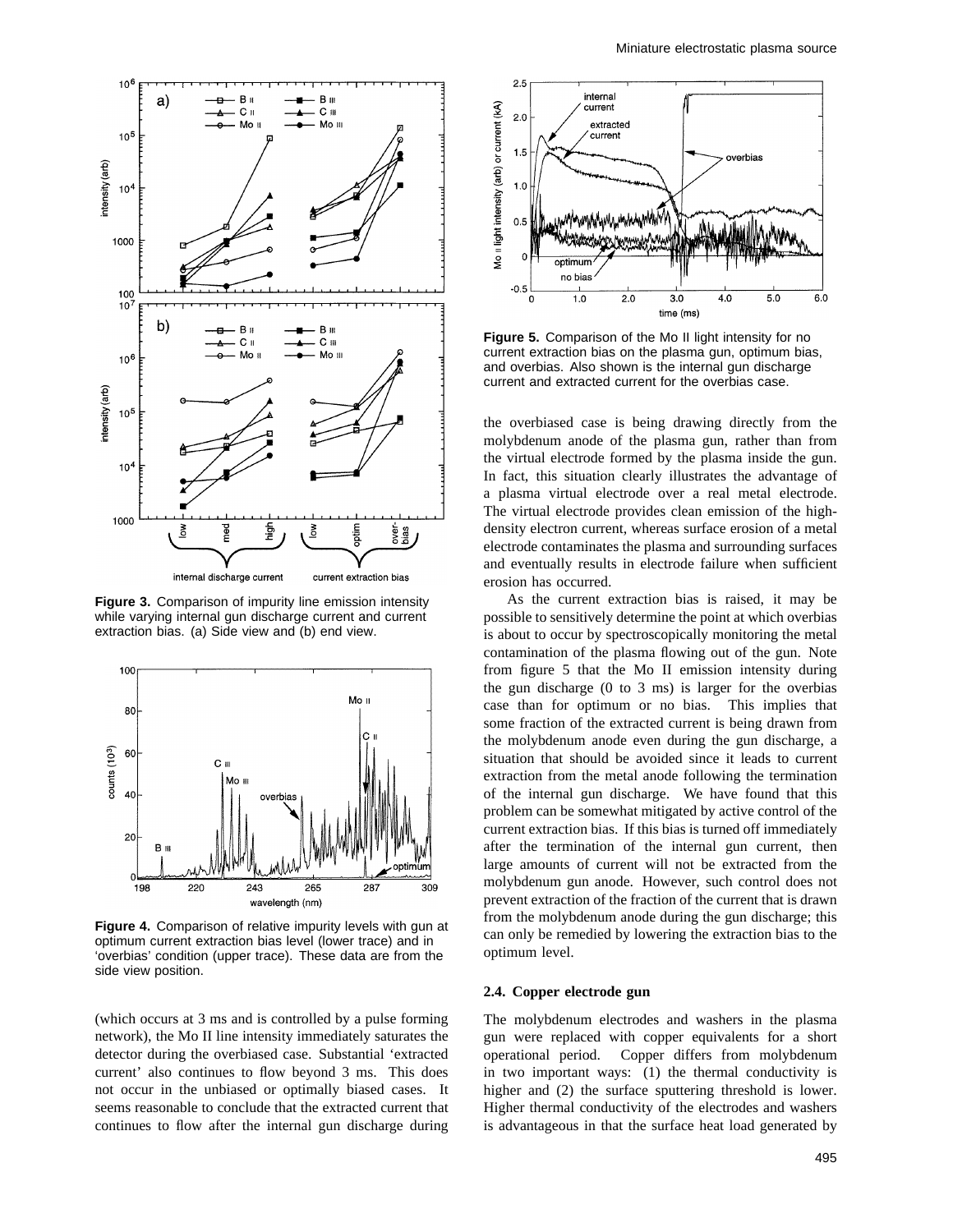**Figure 3.** Comparison of impurity line emission intensity while varying internal gun discharge current and current extraction bias. (a) Side view and (b) end view.

**Figure 4.** Comparison of relative impurity levels with gun at optimum current extraction bias level (lower trace) and in 'overbias' condition (upper trace). These data are from the side view position.

(which occurs at 3 ms and is controlled by a pulse forming network), the Mo II line intensity immediately saturates the detector during the overbiased case. Substantial 'extracted current' also continues to flow beyond 3 ms. This does not occur in the unbiased or optimally biased cases. It seems reasonable to conclude that the extracted current that continues to flow after the internal gun discharge during the overbiased case is being drawing directly from the molybdenum anode of the plasma gun, rather than from the virtual electrode formed by the plasma inside the gun. In fact, this situation clearly illustrates the advantage of a plasma virtual electrode over a real metal electrode. The virtual electrode provides clean emission of the high-density electron current, whereas surface erosion of a metal electrode contaminates the plasma and surrounding surfaces and eventually results in electrode failure when sufficient erosion has occurred.

**Figure 5.** Comparison of the Mo II light intensity for no current extraction bias on the plasma gun, optimum bias, and overbias. Also shown is the internal gun discharge current and extracted current for the overbias case.

As the current extraction bias is raised, it may be possible to sensitively determine the point at which overbias is about to occur by spectroscopically monitoring the metal contamination of the plasma flowing out of the gun. Note from figure 5 that the Mo II emission intensity during the gun discharge (0 to 3 ms) is larger for the overbias case than for optimum or no bias. This implies that some fraction of the extracted current is being drawn from the molybdenum anode even during the gun discharge, a situation that should be avoided since it leads to current extraction from the metal anode following the termination of the internal gun discharge. We have found that this problem can be somewhat mitigated by active control of the current extraction bias. If this bias is turned off immediately after the termination of the internal gun current, then large amounts of current will not be extracted from the molybdenum gun anode. However, such control does not prevent extraction of the fraction of the current that is drawn from the molybdenum anode during the gun discharge; this can only be remedied by lowering the extraction bias to the optimum level.

### 2.4. Copper electrode gun

The molybdenum electrodes and washers in the plasma gun were replaced with copper equivalents for a short operational period. Copper differs from molybdenum in two important ways: (1) the thermal conductivity is higher and (2) the surface sputtering threshold is lower. Higher thermal conductivity of the electrodes and washers is advantageous in that the surface heat load generated by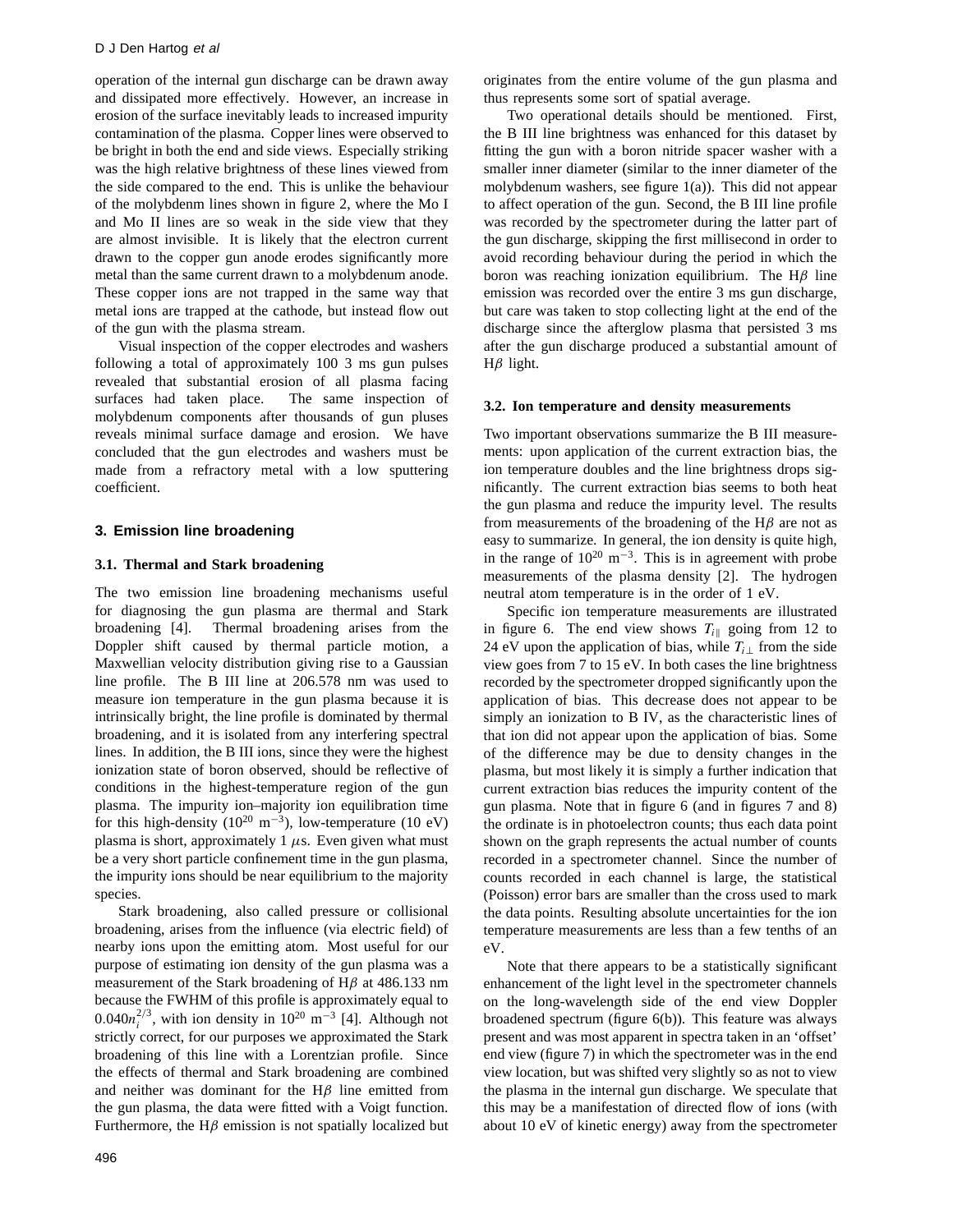operation of the internal gun discharge can be drawn away and dissipated more effectively. However, an increase in erosion of the surface inevitably leads to increased impurity contamination of the plasma. Copper lines were observed to be bright in both the end and side views. Especially striking was the high relative brightness of these lines viewed from the side compared to the end. This is unlike the behaviour of the molybdenm lines shown in figure 2, where the Mo I and Mo II lines are so weak in the side view that they are almost invisible. It is likely that the electron current drawn to the copper gun anode erodes significantly more metal than the same current drawn to a molybdenum anode. These copper ions are not trapped in the same way that metal ions are trapped at the cathode, but instead flow out of the gun with the plasma stream.

Visual inspection of the copper electrodes and washers following a total of approximately 100 3 ms gun pulses revealed that substantial erosion of all plasma facing surfaces had taken place. The same inspection of molybdenum components after thousands of gun pluses reveals minimal surface damage and erosion. We have concluded that the gun electrodes and washers must be made from a refractory metal with a low sputtering coefficient.

## 3. Emission line broadening

### 3.1. Thermal and Stark broadening

The two emission line broadening mechanisms useful for diagnosing the gun plasma are thermal and Stark broadening [4]. Thermal broadening arises from the Doppler shift caused by thermal particle motion, a Maxwellian velocity distribution giving rise to a Gaussian line profile. The B III line at 206.578 nm was used to measure ion temperature in the gun plasma because it is intrinsically bright, the line profile is dominated by thermal broadening, and it is isolated from any interfering spectral lines. In addition, the B III ions, since they were the highest ionization state of boron observed, should be reflective of conditions in the highest-temperature region of the gun plasma. The impurity ion–majority ion equilibration time for this high-density ($10^{20}$ m$^{-3}$), low-temperature (10 eV) plasma is short, approximately 1 $\mu$s. Even given what must be a very short particle confinement time in the gun plasma, the impurity ions should be near equilibrium to the majority species.

Stark broadening, also called pressure or collisional broadening, arises from the influence (via electric field) of nearby ions upon the emitting atom. Most useful for our purpose of estimating ion density of the gun plasma was a measurement of the Stark broadening of H$\beta$ at 486.133 nm because the FWHM of this profile is approximately equal to $0.040n_i^{2/3}$, with ion density in $10^{20}$ m$^{-3}$ [4]. Although not strictly correct, for our purposes we approximated the Stark broadening of this line with a Lorentzian profile. Since the effects of thermal and Stark broadening are combined and neither was dominant for the H$\beta$ line emitted from the gun plasma, the data were fitted with a Voigt function. Furthermore, the H$\beta$ emission is not spatially localized but originates from the entire volume of the gun plasma and thus represents some sort of spatial average.

Two operational details should be mentioned. First, the B III line brightness was enhanced for this dataset by fitting the gun with a boron nitride spacer washer with a smaller inner diameter (similar to the inner diameter of the molybdenum washers, see figure 1(a)). This did not appear to affect operation of the gun. Second, the B III line profile was recorded by the spectrometer during the latter part of the gun discharge, skipping the first millisecond in order to avoid recording behaviour during the period in which the boron was reaching ionization equilibrium. The H$\beta$ line emission was recorded over the entire 3 ms gun discharge, but care was taken to stop collecting light at the end of the discharge since the afterglow plasma that persisted 3 ms after the gun discharge produced a substantial amount of H$\beta$ light.

### 3.2. Ion temperature and density measurements

Two important observations summarize the B III measurements: upon application of the current extraction bias, the ion temperature doubles and the line brightness drops significantly. The current extraction bias seems to both heat the gun plasma and reduce the impurity level. The results from measurements of the broadening of the H$\beta$ are not as easy to summarize. In general, the ion density is quite high, in the range of $10^{20}$ m$^{-3}$. This is in agreement with probe measurements of the plasma density [2]. The hydrogen neutral atom temperature is in the order of 1 eV.

Specific ion temperature measurements are illustrated in figure 6. The end view shows $T_{i\parallel}$ going from 12 to 24 eV upon the application of bias, while $T_{i\perp}$ from the side view goes from 7 to 15 eV. In both cases the line brightness recorded by the spectrometer dropped significantly upon the application of bias. This decrease does not appear to be simply an ionization to B IV, as the characteristic lines of that ion did not appear upon the application of bias. Some of the difference may be due to density changes in the plasma, but most likely it is simply a further indication that current extraction bias reduces the impurity content of the gun plasma. Note that in figure 6 (and in figures 7 and 8) the ordinate is in photoelectron counts; thus each data point shown on the graph represents the actual number of counts recorded in a spectrometer channel. Since the number of counts recorded in each channel is large, the statistical (Poisson) error bars are smaller than the cross used to mark the data points. Resulting absolute uncertainties for the ion temperature measurements are less than a few tenths of an eV.

Note that there appears to be a statistically significant enhancement of the light level in the spectrometer channels on the long-wavelength side of the end view Doppler broadened spectrum (figure 6(b)). This feature was always present and was most apparent in spectra taken in an 'offset' end view (figure 7) in which the spectrometer was in the end view location, but was shifted very slightly so as not to view the plasma in the internal gun discharge. We speculate that this may be a manifestation of directed flow of ions (with about 10 eV of kinetic energy) away from the spectrometer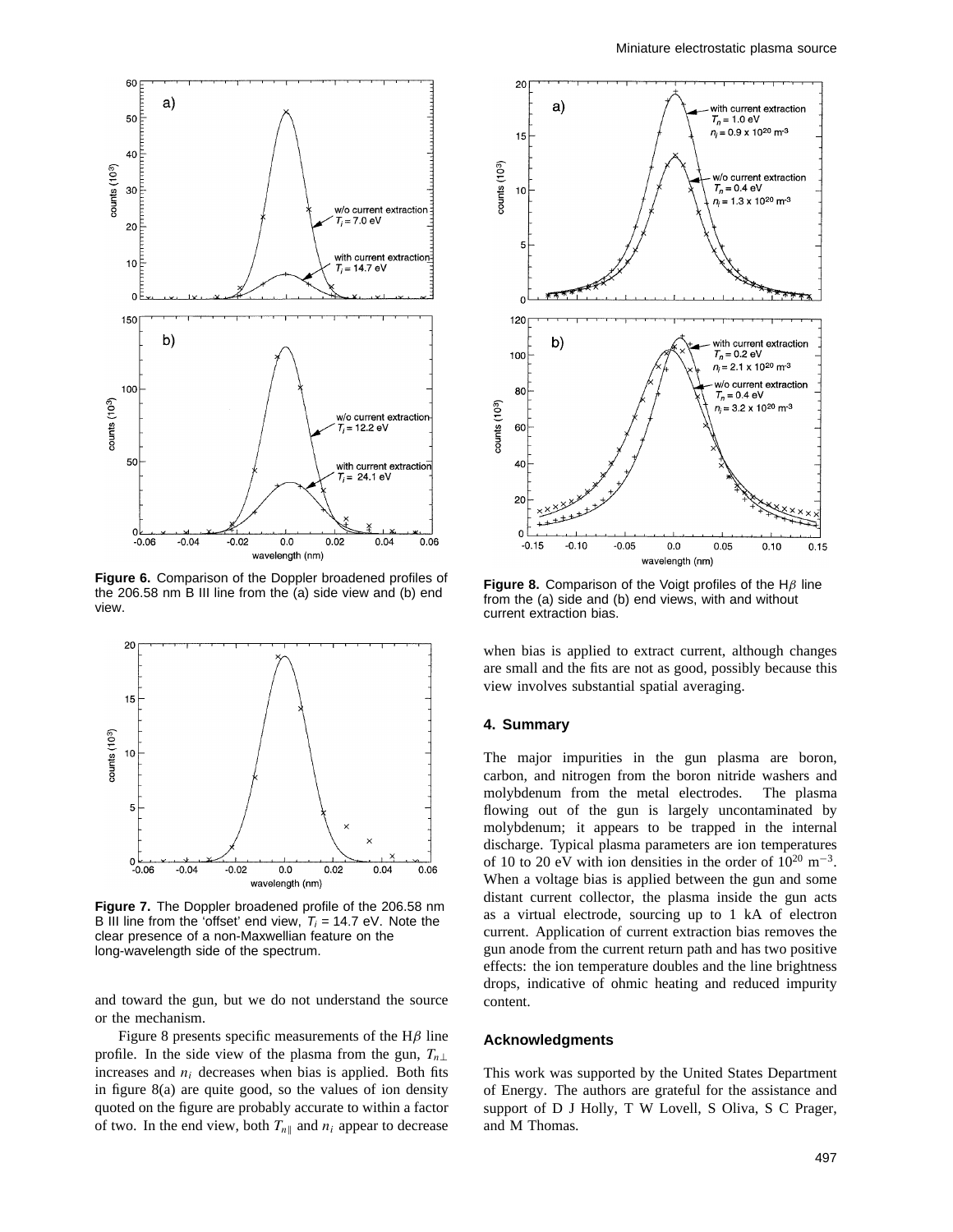Figure 6. Comparison of the Doppler broadened profiles of the 206.58 nm B III line from the (a) side view and (b) end view.

Figure 7. The Doppler broadened profile of the 206.58 nm B III line from the 'offset' end view, $T_i$ = 14.7 eV. Note the clear presence of a non-Maxwellian feature on the long-wavelength side of the spectrum.

and toward the gun, but we do not understand the source or the mechanism.

Figure 8 presents specific measurements of the H$\beta$ line profile. In the side view of the plasma from the gun, $T_{n\perp}$ increases and $n_i$ decreases when bias is applied. Both fits in figure 8(a) are quite good, so the values of ion density quoted on the figure are probably accurate to within a factor of two. In the end view, both $T_{n\parallel}$ and $n_i$ appear to decrease when bias is applied to extract current, although changes are small and the fits are not as good, possibly because this view involves substantial spatial averaging.

Figure 8. Comparison of the Voigt profiles of the H$\beta$ line from the (a) side and (b) end views, with and without current extraction bias.

## 4. Summary

The major impurities in the gun plasma are boron, carbon, and nitrogen from the boron nitride washers and molybdenum from the metal electrodes. The plasma flowing out of the gun is largely uncontaminated by molybdenum; it appears to be trapped in the internal discharge. Typical plasma parameters are ion temperatures of 10 to 20 eV with ion densities in the order of $10^{20}$ m$^{-3}$. When a voltage bias is applied between the gun and some distant current collector, the plasma inside the gun acts as a virtual electrode, sourcing up to 1 kA of electron current. Application of current extraction bias removes the gun anode from the current return path and has two positive effects: the ion temperature doubles and the line brightness drops, indicative of ohmic heating and reduced impurity content.

## Acknowledgments

This work was supported by the United States Department of Energy. The authors are grateful for the assistance and support of D J Holly, T W Lovell, S Oliva, S C Prager, and M Thomas.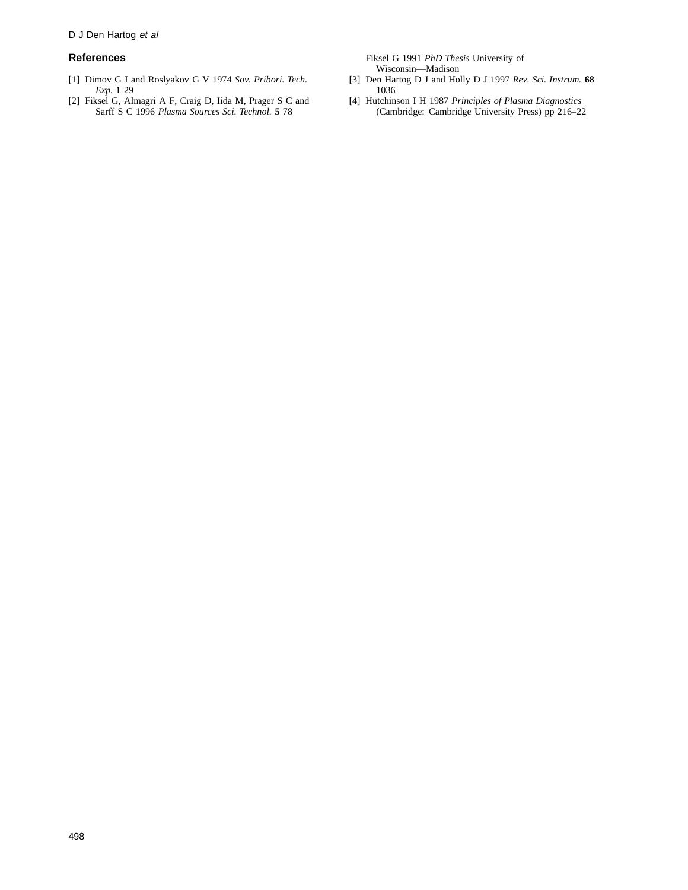## References

[1] Dimov G I and Roslyakov G V 1974 *Sov. Pribori. Tech. Exp.* **1** 29

[2] Fiksel G, Almagri A F, Craig D, Iida M, Prager S C and Sarff S C 1996 *Plasma Sources Sci. Technol.* **5** 78

Fiksel G 1991 *PhD Thesis* University of Wisconsin—Madison

[3] Den Hartog D J and Holly D J 1997 *Rev. Sci. Instrum.* **68** 1036

[4] Hutchinson I H 1987 *Principles of Plasma Diagnostics* (Cambridge: Cambridge University Press) pp 216–22